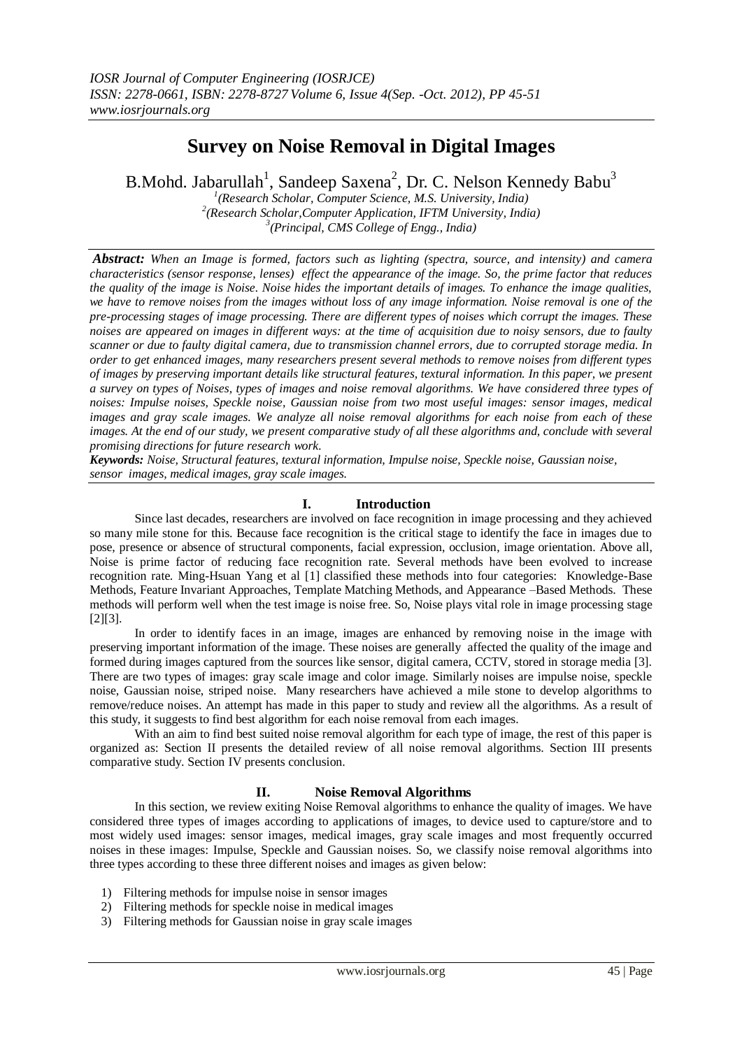# Survey on Noise Removal in Digital Images

B.Mohd. Jabarullah[1], Sandeep Saxena[2], Dr. C. Nelson Kennedy Babu[3]

[1](Research Scholar, Computer Science, M.S. University, India)
[2](Research Scholar,Computer Application, IFTM University, India)
[3](Principal, CMS College of Engg., India)

***Abstract:*** *When an Image is formed, factors such as lighting (spectra, source, and intensity) and camera characteristics (sensor response, lenses) effect the appearance of the image. So, the prime factor that reduces the quality of the image is Noise. Noise hides the important details of images. To enhance the image qualities, we have to remove noises from the images without loss of any image information. Noise removal is one of the pre-processing stages of image processing. There are different types of noises which corrupt the images. These noises are appeared on images in different ways: at the time of acquisition due to noisy sensors, due to faulty scanner or due to faulty digital camera, due to transmission channel errors, due to corrupted storage media. In order to get enhanced images, many researchers present several methods to remove noises from different types of images by preserving important details like structural features, textural information. In this paper, we present a survey on types of Noises, types of images and noise removal algorithms. We have considered three types of noises: Impulse noises, Speckle noise, Gaussian noise from two most useful images: sensor images, medical images and gray scale images. We analyze all noise removal algorithms for each noise from each of these images. At the end of our study, we present comparative study of all these algorithms and, conclude with several promising directions for future research work.*

***Keywords:*** *Noise, Structural features, textural information, Impulse noise, Speckle noise, Gaussian noise, sensor images, medical images, gray scale images.*

## I. Introduction

Since last decades, researchers are involved on face recognition in image processing and they achieved so many mile stone for this. Because face recognition is the critical stage to identify the face in images due to pose, presence or absence of structural components, facial expression, occlusion, image orientation. Above all, Noise is prime factor of reducing face recognition rate. Several methods have been evolved to increase recognition rate. Ming-Hsuan Yang et al [1] classified these methods into four categories: Knowledge-Base Methods, Feature Invariant Approaches, Template Matching Methods, and Appearance –Based Methods. These methods will perform well when the test image is noise free. So, Noise plays vital role in image processing stage [2][3].

In order to identify faces in an image, images are enhanced by removing noise in the image with preserving important information of the image. These noises are generally affected the quality of the image and formed during images captured from the sources like sensor, digital camera, CCTV, stored in storage media [3]. There are two types of images: gray scale image and color image. Similarly noises are impulse noise, speckle noise, Gaussian noise, striped noise. Many researchers have achieved a mile stone to develop algorithms to remove/reduce noises. An attempt has made in this paper to study and review all the algorithms. As a result of this study, it suggests to find best algorithm for each noise removal from each images.

With an aim to find best suited noise removal algorithm for each type of image, the rest of this paper is organized as: Section II presents the detailed review of all noise removal algorithms. Section III presents comparative study. Section IV presents conclusion.

## II. Noise Removal Algorithms

In this section, we review exiting Noise Removal algorithms to enhance the quality of images. We have considered three types of images according to applications of images, to device used to capture/store and to most widely used images: sensor images, medical images, gray scale images and most frequently occurred noises in these images: Impulse, Speckle and Gaussian noises. So, we classify noise removal algorithms into three types according to these three different noises and images as given below:

1) Filtering methods for impulse noise in sensor images
2) Filtering methods for speckle noise in medical images
3) Filtering methods for Gaussian noise in gray scale images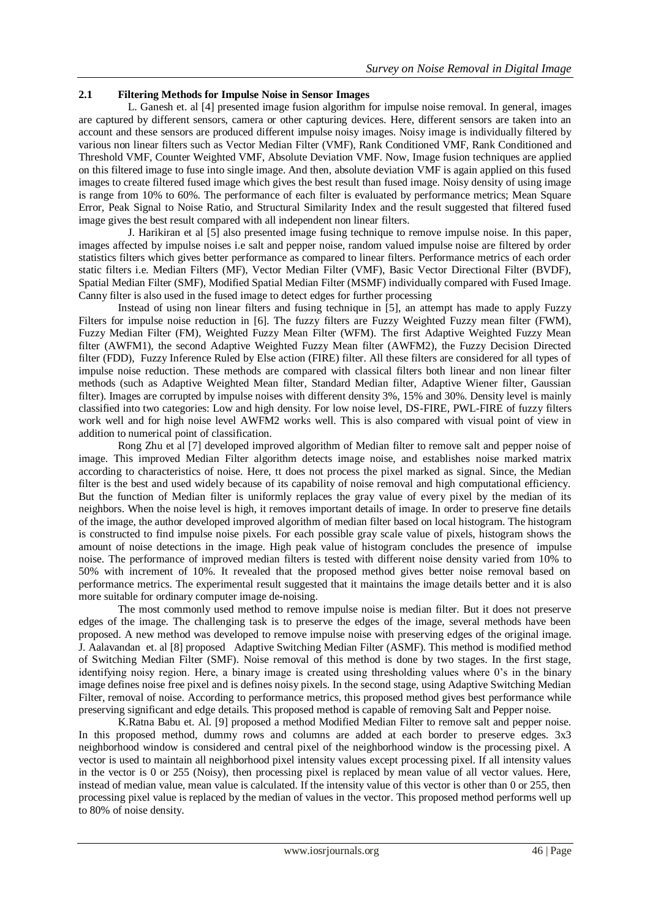### 2.1 Filtering Methods for Impulse Noise in Sensor Images

L. Ganesh et. al [4] presented image fusion algorithm for impulse noise removal. In general, images are captured by different sensors, camera or other capturing devices. Here, different sensors are taken into an account and these sensors are produced different impulse noisy images. Noisy image is individually filtered by various non linear filters such as Vector Median Filter (VMF), Rank Conditioned VMF, Rank Conditioned and Threshold VMF, Counter Weighted VMF, Absolute Deviation VMF. Now, Image fusion techniques are applied on this filtered image to fuse into single image. And then, absolute deviation VMF is again applied on this fused images to create filtered fused image which gives the best result than fused image. Noisy density of using image is range from 10% to 60%. The performance of each filter is evaluated by performance metrics; Mean Square Error, Peak Signal to Noise Ratio, and Structural Similarity Index and the result suggested that filtered fused image gives the best result compared with all independent non linear filters.

J. Harikiran et al [5] also presented image fusing technique to remove impulse noise. In this paper, images affected by impulse noises i.e salt and pepper noise, random valued impulse noise are filtered by order statistics filters which gives better performance as compared to linear filters. Performance metrics of each order static filters i.e. Median Filters (MF), Vector Median Filter (VMF), Basic Vector Directional Filter (BVDF), Spatial Median Filter (SMF), Modified Spatial Median Filter (MSMF) individually compared with Fused Image. Canny filter is also used in the fused image to detect edges for further processing

Instead of using non linear filters and fusing technique in [5], an attempt has made to apply Fuzzy Filters for impulse noise reduction in [6]. The fuzzy filters are Fuzzy Weighted Fuzzy mean filter (FWM), Fuzzy Median Filter (FM), Weighted Fuzzy Mean Filter (WFM). The first Adaptive Weighted Fuzzy Mean filter (AWFM1), the second Adaptive Weighted Fuzzy Mean filter (AWFM2), the Fuzzy Decision Directed filter (FDD), Fuzzy Inference Ruled by Else action (FIRE) filter. All these filters are considered for all types of impulse noise reduction. These methods are compared with classical filters both linear and non linear filter methods (such as Adaptive Weighted Mean filter, Standard Median filter, Adaptive Wiener filter, Gaussian filter). Images are corrupted by impulse noises with different density 3%, 15% and 30%. Density level is mainly classified into two categories: Low and high density. For low noise level, DS-FIRE, PWL-FIRE of fuzzy filters work well and for high noise level AWFM2 works well. This is also compared with visual point of view in addition to numerical point of classification.

Rong Zhu et al [7] developed improved algorithm of Median filter to remove salt and pepper noise of image. This improved Median Filter algorithm detects image noise, and establishes noise marked matrix according to characteristics of noise. Here, tt does not process the pixel marked as signal. Since, the Median filter is the best and used widely because of its capability of noise removal and high computational efficiency. But the function of Median filter is uniformly replaces the gray value of every pixel by the median of its neighbors. When the noise level is high, it removes important details of image. In order to preserve fine details of the image, the author developed improved algorithm of median filter based on local histogram. The histogram is constructed to find impulse noise pixels. For each possible gray scale value of pixels, histogram shows the amount of noise detections in the image. High peak value of histogram concludes the presence of impulse noise. The performance of improved median filters is tested with different noise density varied from 10% to 50% with increment of 10%. It revealed that the proposed method gives better noise removal based on performance metrics. The experimental result suggested that it maintains the image details better and it is also more suitable for ordinary computer image de-noising.

The most commonly used method to remove impulse noise is median filter. But it does not preserve edges of the image. The challenging task is to preserve the edges of the image, several methods have been proposed. A new method was developed to remove impulse noise with preserving edges of the original image. J. Aalavandan et. al [8] proposed Adaptive Switching Median Filter (ASMF). This method is modified method of Switching Median Filter (SMF). Noise removal of this method is done by two stages. In the first stage, identifying noisy region. Here, a binary image is created using thresholding values where 0's in the binary image defines noise free pixel and is defines noisy pixels. In the second stage, using Adaptive Switching Median Filter, removal of noise. According to performance metrics, this proposed method gives best performance while preserving significant and edge details. This proposed method is capable of removing Salt and Pepper noise.

K.Ratna Babu et. Al. [9] proposed a method Modified Median Filter to remove salt and pepper noise. In this proposed method, dummy rows and columns are added at each border to preserve edges. 3x3 neighborhood window is considered and central pixel of the neighborhood window is the processing pixel. A vector is used to maintain all neighborhood pixel intensity values except processing pixel. If all intensity values in the vector is 0 or 255 (Noisy), then processing pixel is replaced by mean value of all vector values. Here, instead of median value, mean value is calculated. If the intensity value of this vector is other than 0 or 255, then processing pixel value is replaced by the median of values in the vector. This proposed method performs well up to 80% of noise density.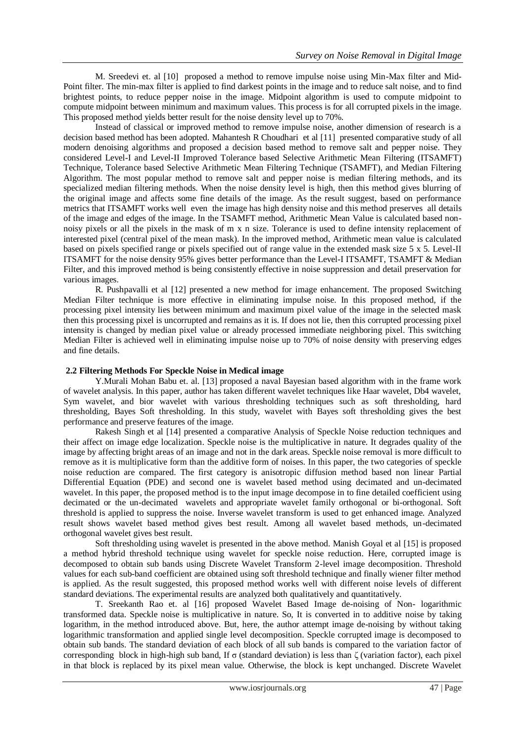M. Sreedevi et. al [10] proposed a method to remove impulse noise using Min-Max filter and Mid-Point filter. The min-max filter is applied to find darkest points in the image and to reduce salt noise, and to find brightest points, to reduce pepper noise in the image. Midpoint algorithm is used to compute midpoint to compute midpoint between minimum and maximum values. This process is for all corrupted pixels in the image. This proposed method yields better result for the noise density level up to 70%.

Instead of classical or improved method to remove impulse noise, another dimension of research is a decision based method has been adopted. Mahantesh R Choudhari et al [11] presented comparative study of all modern denoising algorithms and proposed a decision based method to remove salt and pepper noise. They considered Level-I and Level-II Improved Tolerance based Selective Arithmetic Mean Filtering (ITSAMFT) Technique, Tolerance based Selective Arithmetic Mean Filtering Technique (TSAMFT), and Median Filtering Algorithm. The most popular method to remove salt and pepper noise is median filtering methods, and its specialized median filtering methods. When the noise density level is high, then this method gives blurring of the original image and affects some fine details of the image. As the result suggest, based on performance metrics that ITSAMFT works well even the image has high density noise and this method preserves all details of the image and edges of the image. In the TSAMFT method, Arithmetic Mean Value is calculated based non-noisy pixels or all the pixels in the mask of m x n size. Tolerance is used to define intensity replacement of interested pixel (central pixel of the mean mask). In the improved method, Arithmetic mean value is calculated based on pixels specified range or pixels specified out of range value in the extended mask size 5 x 5. Level-II ITSAMFT for the noise density 95% gives better performance than the Level-I ITSAMFT, TSAMFT & Median Filter, and this improved method is being consistently effective in noise suppression and detail preservation for various images.

R. Pushpavalli et al [12] presented a new method for image enhancement. The proposed Switching Median Filter technique is more effective in eliminating impulse noise. In this proposed method, if the processing pixel intensity lies between minimum and maximum pixel value of the image in the selected mask then this processing pixel is uncorrupted and remains as it is. If does not lie, then this corrupted processing pixel intensity is changed by median pixel value or already processed immediate neighboring pixel. This switching Median Filter is achieved well in eliminating impulse noise up to 70% of noise density with preserving edges and fine details.

### 2.2 Filtering Methods For Speckle Noise in Medical image

Y.Murali Mohan Babu et. al. [13] proposed a naval Bayesian based algorithm with in the frame work of wavelet analysis. In this paper, author has taken different wavelet techniques like Haar wavelet, Db4 wavelet, Sym wavelet, and bior wavelet with various thresholding techniques such as soft thresholding, hard thresholding, Bayes Soft thresholding. In this study, wavelet with Bayes soft thresholding gives the best performance and preserve features of the image.

Rakesh Singh et al [14] presented a comparative Analysis of Speckle Noise reduction techniques and their affect on image edge localization. Speckle noise is the multiplicative in nature. It degrades quality of the image by affecting bright areas of an image and not in the dark areas. Speckle noise removal is more difficult to remove as it is multiplicative form than the additive form of noises. In this paper, the two categories of speckle noise reduction are compared. The first category is anisotropic diffusion method based non linear Partial Differential Equation (PDE) and second one is wavelet based method using decimated and un-decimated wavelet. In this paper, the proposed method is to the input image decompose in to fine detailed coefficient using decimated or the un-decimated wavelets and appropriate wavelet family orthogonal or bi-orthogonal. Soft threshold is applied to suppress the noise. Inverse wavelet transform is used to get enhanced image. Analyzed result shows wavelet based method gives best result. Among all wavelet based methods, un-decimated orthogonal wavelet gives best result.

Soft thresholding using wavelet is presented in the above method. Manish Goyal et al [15] is proposed a method hybrid threshold technique using wavelet for speckle noise reduction. Here, corrupted image is decomposed to obtain sub bands using Discrete Wavelet Transform 2-level image decomposition. Threshold values for each sub-band coefficient are obtained using soft threshold technique and finally wiener filter method is applied. As the result suggested, this proposed method works well with different noise levels of different standard deviations. The experimental results are analyzed both qualitatively and quantitatively.

T. Sreekanth Rao et. al [16] proposed Wavelet Based Image de-noising of Non- logarithmic transformed data. Speckle noise is multiplicative in nature. So, It is converted in to additive noise by taking logarithm, in the method introduced above. But, here, the author attempt image de-noising by without taking logarithmic transformation and applied single level decomposition. Speckle corrupted image is decomposed to obtain sub bands. The standard deviation of each block of all sub bands is compared to the variation factor of corresponding block in high-high sub band, If $\sigma$ (standard deviation) is less than $\zeta$ (variation factor), each pixel in that block is replaced by its pixel mean value. Otherwise, the block is kept unchanged. Discrete Wavelet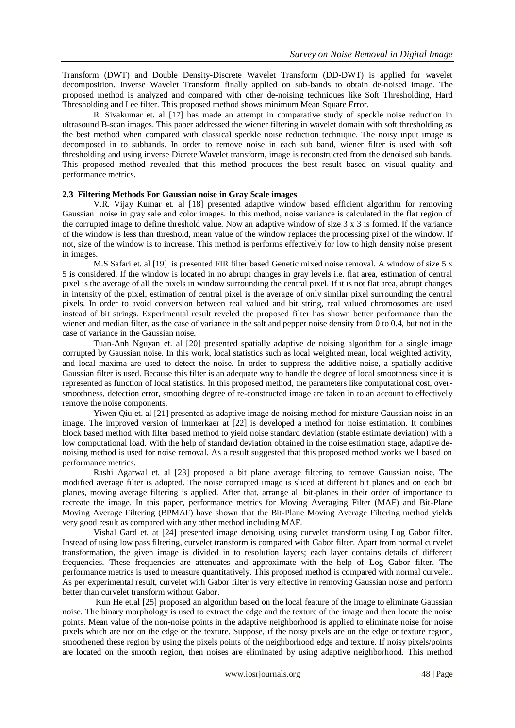Transform (DWT) and Double Density-Discrete Wavelet Transform (DD-DWT) is applied for wavelet decomposition. Inverse Wavelet Transform finally applied on sub-bands to obtain de-noised image. The proposed method is analyzed and compared with other de-noising techniques like Soft Thresholding, Hard Thresholding and Lee filter. This proposed method shows minimum Mean Square Error.

R. Sivakumar et. al [17] has made an attempt in comparative study of speckle noise reduction in ultrasound B-scan images. This paper addressed the wiener filtering in wavelet domain with soft thresholding as the best method when compared with classical speckle noise reduction technique. The noisy input image is decomposed in to subbands. In order to remove noise in each sub band, wiener filter is used with soft thresholding and using inverse Dicrete Wavelet transform, image is reconstructed from the denoised sub bands. This proposed method revealed that this method produces the best result based on visual quality and performance metrics.

**2.3 Filtering Methods For Gaussian noise in Gray Scale images**

V.R. Vijay Kumar et. al [18] presented adaptive window based efficient algorithm for removing Gaussian noise in gray sale and color images. In this method, noise variance is calculated in the flat region of the corrupted image to define threshold value. Now an adaptive window of size 3 x 3 is formed. If the variance of the window is less than threshold, mean value of the window replaces the processing pixel of the window. If not, size of the window is to increase. This method is performs effectively for low to high density noise present in images.

M.S Safari et. al [19] is presented FIR filter based Genetic mixed noise removal. A window of size 5 x 5 is considered. If the window is located in no abrupt changes in gray levels i.e. flat area, estimation of central pixel is the average of all the pixels in window surrounding the central pixel. If it is not flat area, abrupt changes in intensity of the pixel, estimation of central pixel is the average of only similar pixel surrounding the central pixels. In order to avoid conversion between real valued and bit string, real valued chromosomes are used instead of bit strings. Experimental result reveled the proposed filter has shown better performance than the wiener and median filter, as the case of variance in the salt and pepper noise density from 0 to 0.4, but not in the case of variance in the Gaussian noise.

Tuan-Anh Nguyan et. al [20] presented spatially adaptive de noising algorithm for a single image corrupted by Gaussian noise. In this work, local statistics such as local weighted mean, local weighted activity, and local maxima are used to detect the noise. In order to suppress the additive noise, a spatially additive Gaussian filter is used. Because this filter is an adequate way to handle the degree of local smoothness since it is represented as function of local statistics. In this proposed method, the parameters like computational cost, over-smoothness, detection error, smoothing degree of re-constructed image are taken in to an account to effectively remove the noise components.

Yiwen Qiu et. al [21] presented as adaptive image de-noising method for mixture Gaussian noise in an image. The improved version of Immerkaer at [22] is developed a method for noise estimation. It combines block based method with filter based method to yield noise standard deviation (stable estimate deviation) with a low computational load. With the help of standard deviation obtained in the noise estimation stage, adaptive de-noising method is used for noise removal. As a result suggested that this proposed method works well based on performance metrics.

Rashi Agarwal et. al [23] proposed a bit plane average filtering to remove Gaussian noise. The modified average filter is adopted. The noise corrupted image is sliced at different bit planes and on each bit planes, moving average filtering is applied. After that, arrange all bit-planes in their order of importance to recreate the image. In this paper, performance metrics for Moving Averaging Filter (MAF) and Bit-Plane Moving Average Filtering (BPMAF) have shown that the Bit-Plane Moving Average Filtering method yields very good result as compared with any other method including MAF.

Vishal Gard et. at [24] presented image denoising using curvelet transform using Log Gabor filter. Instead of using low pass filtering, curvelet transform is compared with Gabor filter. Apart from normal curvelet transformation, the given image is divided in to resolution layers; each layer contains details of different frequencies. These frequencies are attenuates and approximate with the help of Log Gabor filter. The performance metrics is used to measure quantitatively. This proposed method is compared with normal curvelet. As per experimental result, curvelet with Gabor filter is very effective in removing Gaussian noise and perform better than curvelet transform without Gabor.

Kun He et.al [25] proposed an algorithm based on the local feature of the image to eliminate Gaussian noise. The binary morphology is used to extract the edge and the texture of the image and then locate the noise points. Mean value of the non-noise points in the adaptive neighborhood is applied to eliminate noise for noise pixels which are not on the edge or the texture. Suppose, if the noisy pixels are on the edge or texture region, smoothened these region by using the pixels points of the neighborhood edge and texture. If noisy pixels/points are located on the smooth region, then noises are eliminated by using adaptive neighborhood. This method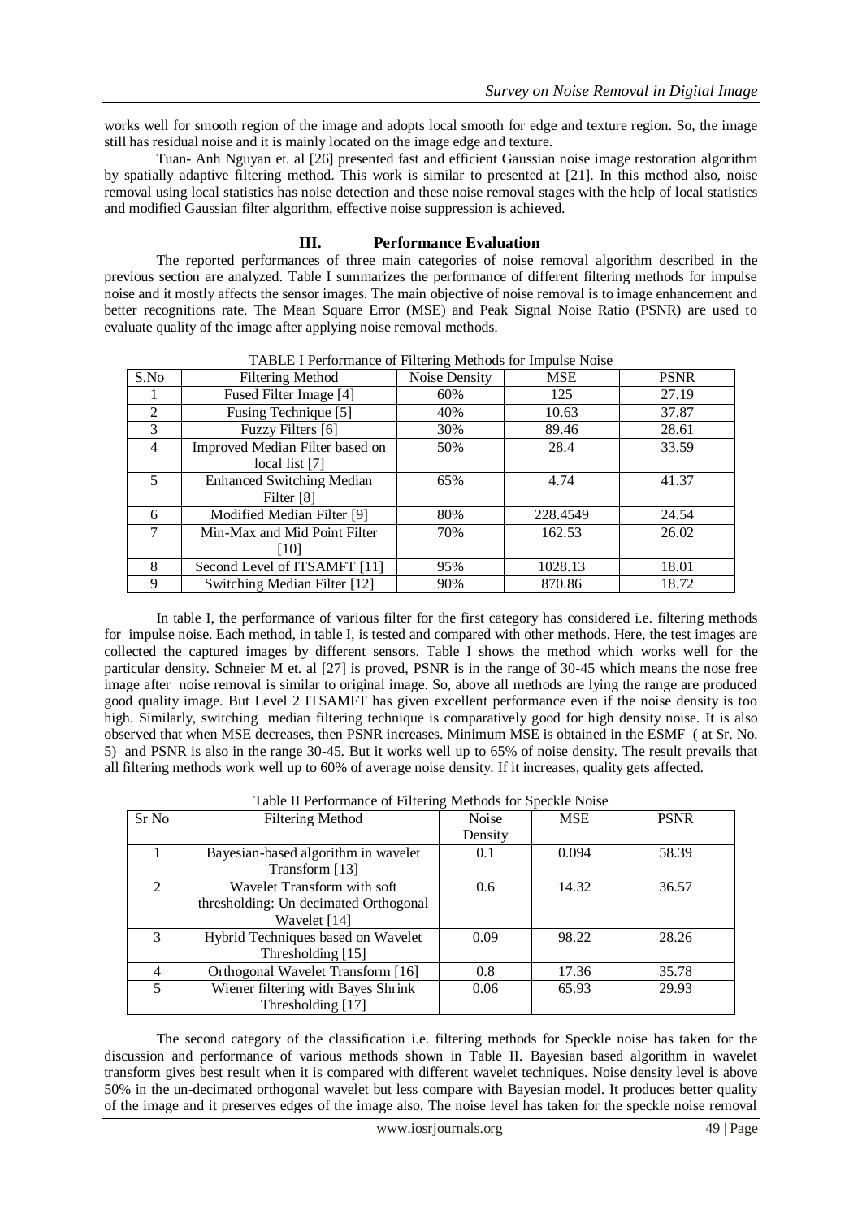works well for smooth region of the image and adopts local smooth for edge and texture region. So, the image still has residual noise and it is mainly located on the image edge and texture.

Tuan- Anh Nguyan et. al [26] presented fast and efficient Gaussian noise image restoration algorithm by spatially adaptive filtering method. This work is similar to presented at [21]. In this method also, noise removal using local statistics has noise detection and these noise removal stages with the help of local statistics and modified Gaussian filter algorithm, effective noise suppression is achieved.

## III. Performance Evaluation

The reported performances of three main categories of noise removal algorithm described in the previous section are analyzed. Table I summarizes the performance of different filtering methods for impulse noise and it mostly affects the sensor images. The main objective of noise removal is to image enhancement and better recognitions rate. The Mean Square Error (MSE) and Peak Signal Noise Ratio (PSNR) are used to evaluate quality of the image after applying noise removal methods.

TABLE I Performance of Filtering Methods for Impulse Noise

| S.No | Filtering Method | Noise Density | MSE | PSNR |
|---|---|---|---|---|
| 1 | Fused Filter Image [4] | 60% | 125 | 27.19 |
| 2 | Fusing Technique [5] | 40% | 10.63 | 37.87 |
| 3 | Fuzzy Filters [6] | 30% | 89.46 | 28.61 |
| 4 | Improved Median Filter based on local list [7] | 50% | 28.4 | 33.59 |
| 5 | Enhanced Switching Median Filter [8] | 65% | 4.74 | 41.37 |
| 6 | Modified Median Filter [9] | 80% | 228.4549 | 24.54 |
| 7 | Min-Max and Mid Point Filter [10] | 70% | 162.53 | 26.02 |
| 8 | Second Level of ITSAMFT [11] | 95% | 1028.13 | 18.01 |
| 9 | Switching Median Filter [12] | 90% | 870.86 | 18.72 |

In table I, the performance of various filter for the first category has considered i.e. filtering methods for impulse noise. Each method, in table I, is tested and compared with other methods. Here, the test images are collected the captured images by different sensors. Table I shows the method which works well for the particular density. Schneier M et. al [27] is proved, PSNR is in the range of 30-45 which means the nose free image after noise removal is similar to original image. So, above all methods are lying the range are produced good quality image. But Level 2 ITSAMFT has given excellent performance even if the noise density is too high. Similarly, switching median filtering technique is comparatively good for high density noise. It is also observed that when MSE decreases, then PSNR increases. Minimum MSE is obtained in the ESMF ( at Sr. No. 5) and PSNR is also in the range 30-45. But it works well up to 65% of noise density. The result prevails that all filtering methods work well up to 60% of average noise density. If it increases, quality gets affected.

Table II Performance of Filtering Methods for Speckle Noise

| Sr No | Filtering Method | Noise Density | MSE | PSNR |
|---|---|---|---|---|
| 1 | Bayesian-based algorithm in wavelet Transform [13] | 0.1 | 0.094 | 58.39 |
| 2 | Wavelet Transform with soft thresholding: Un decimated Orthogonal Wavelet [14] | 0.6 | 14.32 | 36.57 |
| 3 | Hybrid Techniques based on Wavelet Thresholding [15] | 0.09 | 98.22 | 28.26 |
| 4 | Orthogonal Wavelet Transform [16] | 0.8 | 17.36 | 35.78 |
| 5 | Wiener filtering with Bayes Shrink Thresholding [17] | 0.06 | 65.93 | 29.93 |

The second category of the classification i.e. filtering methods for Speckle noise has taken for the discussion and performance of various methods shown in Table II. Bayesian based algorithm in wavelet transform gives best result when it is compared with different wavelet techniques. Noise density level is above 50% in the un-decimated orthogonal wavelet but less compare with Bayesian model. It produces better quality of the image and it preserves edges of the image also. The noise level has taken for the speckle noise removal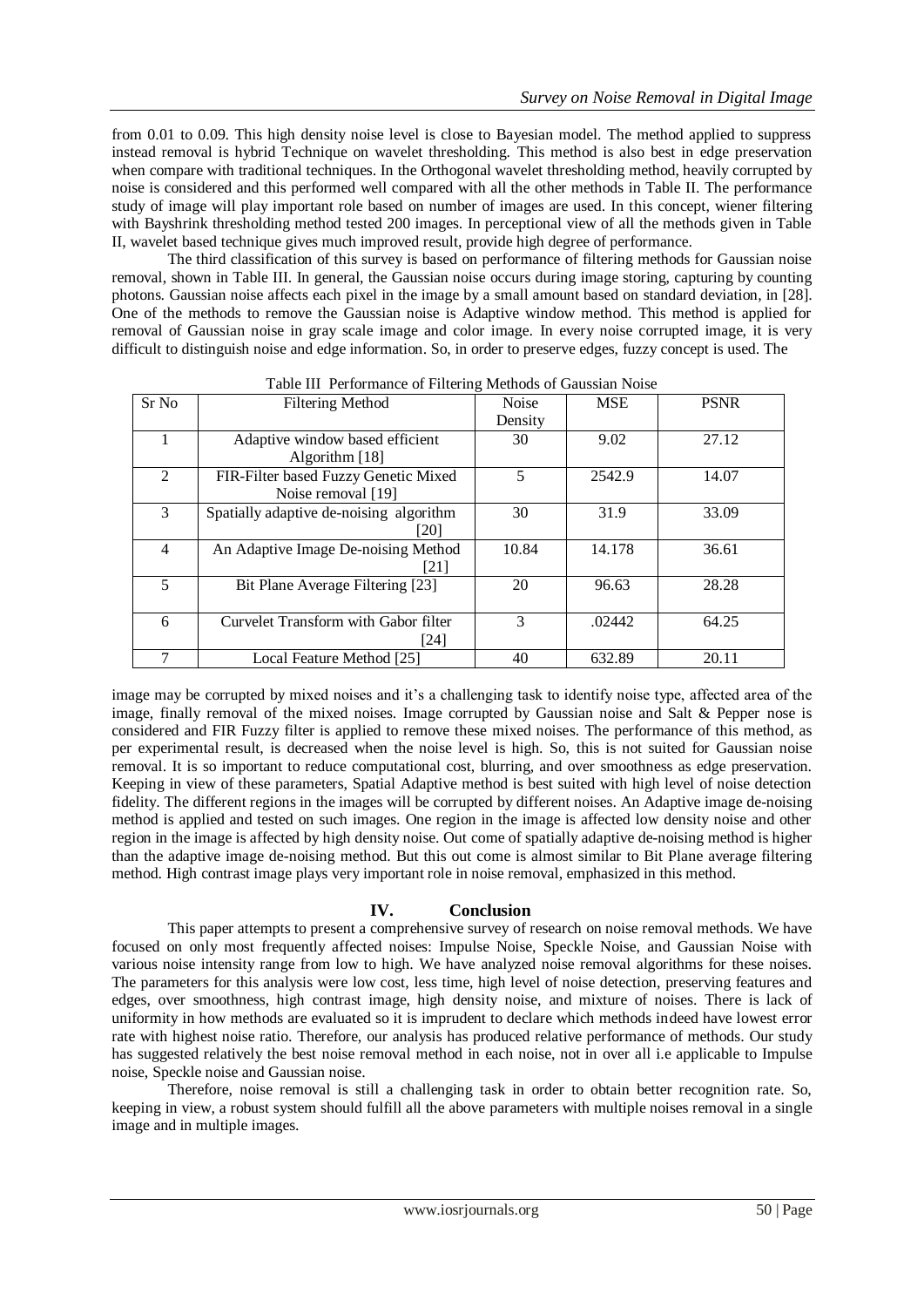from 0.01 to 0.09. This high density noise level is close to Bayesian model. The method applied to suppress instead removal is hybrid Technique on wavelet thresholding. This method is also best in edge preservation when compare with traditional techniques. In the Orthogonal wavelet thresholding method, heavily corrupted by noise is considered and this performed well compared with all the other methods in Table II. The performance study of image will play important role based on number of images are used. In this concept, wiener filtering with Bayshrink thresholding method tested 200 images. In perceptional view of all the methods given in Table II, wavelet based technique gives much improved result, provide high degree of performance.

The third classification of this survey is based on performance of filtering methods for Gaussian noise removal, shown in Table III. In general, the Gaussian noise occurs during image storing, capturing by counting photons. Gaussian noise affects each pixel in the image by a small amount based on standard deviation, in [28]. One of the methods to remove the Gaussian noise is Adaptive window method. This method is applied for removal of Gaussian noise in gray scale image and color image. In every noise corrupted image, it is very difficult to distinguish noise and edge information. So, in order to preserve edges, fuzzy concept is used. The image may be corrupted by mixed noises and it's a challenging task to identify noise type, affected area of the image, finally removal of the mixed noises. Image corrupted by Gaussian noise and Salt & Pepper nose is considered and FIR Fuzzy filter is applied to remove these mixed noises. The performance of this method, as per experimental result, is decreased when the noise level is high. So, this is not suited for Gaussian noise removal. It is so important to reduce computational cost, blurring, and over smoothness as edge preservation. Keeping in view of these parameters, Spatial Adaptive method is best suited with high level of noise detection fidelity. The different regions in the images will be corrupted by different noises. An Adaptive image de-noising method is applied and tested on such images. One region in the image is affected low density noise and other region in the image is affected by high density noise. Out come of spatially adaptive de-noising method is higher than the adaptive image de-noising method. But this out come is almost similar to Bit Plane average filtering method. High contrast image plays very important role in noise removal, emphasized in this method.

Table III Performance of Filtering Methods of Gaussian Noise

| Sr No | Filtering Method | Noise Density | MSE | PSNR |
|---|---|---|---|---|
| 1 | Adaptive window based efficient Algorithm [18] | 30 | 9.02 | 27.12 |
| 2 | FIR-Filter based Fuzzy Genetic Mixed Noise removal [19] | 5 | 2542.9 | 14.07 |
| 3 | Spatially adaptive de-noising algorithm [20] | 30 | 31.9 | 33.09 |
| 4 | An Adaptive Image De-noising Method [21] | 10.84 | 14.178 | 36.61 |
| 5 | Bit Plane Average Filtering [23] | 20 | 96.63 | 28.28 |
| 6 | Curvelet Transform with Gabor filter [24] | 3 | .02442 | 64.25 |
| 7 | Local Feature Method [25] | 40 | 632.89 | 20.11 |

## IV. Conclusion

This paper attempts to present a comprehensive survey of research on noise removal methods. We have focused on only most frequently affected noises: Impulse Noise, Speckle Noise, and Gaussian Noise with various noise intensity range from low to high. We have analyzed noise removal algorithms for these noises. The parameters for this analysis were low cost, less time, high level of noise detection, preserving features and edges, over smoothness, high contrast image, high density noise, and mixture of noises. There is lack of uniformity in how methods are evaluated so it is imprudent to declare which methods indeed have lowest error rate with highest noise ratio. Therefore, our analysis has produced relative performance of methods. Our study has suggested relatively the best noise removal method in each noise, not in over all i.e applicable to Impulse noise, Speckle noise and Gaussian noise.

Therefore, noise removal is still a challenging task in order to obtain better recognition rate. So, keeping in view, a robust system should fulfill all the above parameters with multiple noises removal in a single image and in multiple images.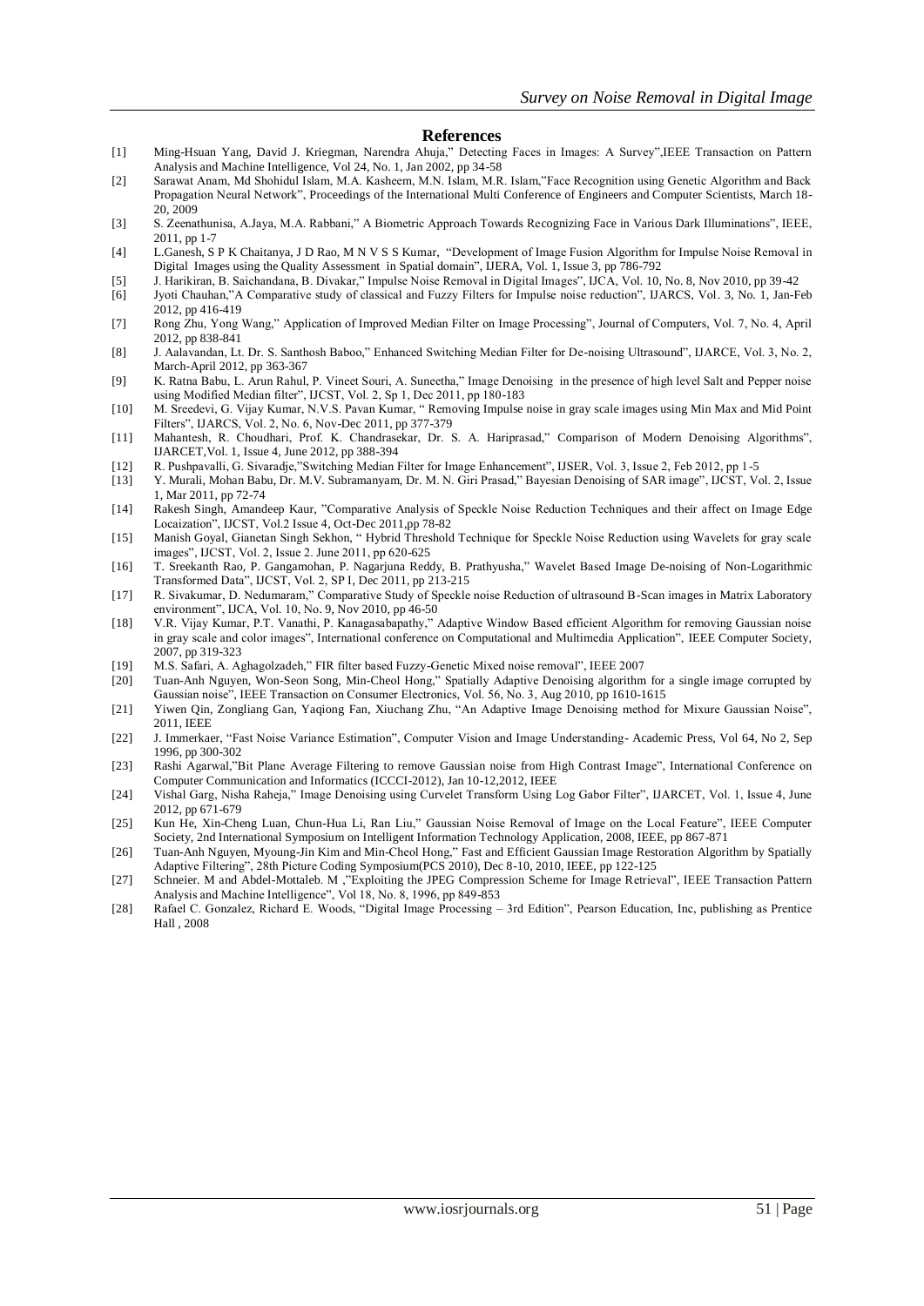## References

[1] Ming-Hsuan Yang, David J. Kriegman, Narendra Ahuja," Detecting Faces in Images: A Survey",IEEE Transaction on Pattern Analysis and Machine Intelligence, Vol 24, No. 1, Jan 2002, pp 34-58

[2] Sarawat Anam, Md Shohidul Islam, M.A. Kasheem, M.N. Islam, M.R. Islam,"Face Recognition using Genetic Algorithm and Back Propagation Neural Network", Proceedings of the International Multi Conference of Engineers and Computer Scientists, March 18-20, 2009

[3] S. Zeenathunisa, A.Jaya, M.A. Rabbani," A Biometric Approach Towards Recognizing Face in Various Dark Illuminations", IEEE, 2011, pp 1-7

[4] L.Ganesh, S P K Chaitanya, J D Rao, M N V S S Kumar, "Development of Image Fusion Algorithm for Impulse Noise Removal in Digital Images using the Quality Assessment in Spatial domain", IJERA, Vol. 1, Issue 3, pp 786-792

[5] J. Harikiran, B. Saichandana, B. Divakar," Impulse Noise Removal in Digital Images", IJCA, Vol. 10, No. 8, Nov 2010, pp 39-42

[6] Jyoti Chauhan,"A Comparative study of classical and Fuzzy Filters for Impulse noise reduction", IJARCS, Vol. 3, No. 1, Jan-Feb 2012, pp 416-419

[7] Rong Zhu, Yong Wang," Application of Improved Median Filter on Image Processing", Journal of Computers, Vol. 7, No. 4, April 2012, pp 838-841

[8] J. Aalavandan, Lt. Dr. S. Santhosh Baboo," Enhanced Switching Median Filter for De-noising Ultrasound", IJARCE, Vol. 3, No. 2, March-April 2012, pp 363-367

[9] K. Ratna Babu, L. Arun Rahul, P. Vineet Souri, A. Suneetha," Image Denoising in the presence of high level Salt and Pepper noise using Modified Median filter", IJCST, Vol. 2, Sp 1, Dec 2011, pp 180-183

[10] M. Sreedevi, G. Vijay Kumar, N.V.S. Pavan Kumar, " Removing Impulse noise in gray scale images using Min Max and Mid Point Filters", IJARCS, Vol. 2, No. 6, Nov-Dec 2011, pp 377-379

[11] Mahantesh, R. Choudhari, Prof. K. Chandrasekar, Dr. S. A. Hariprasad," Comparison of Modern Denoising Algorithms", IJARCET,Vol. 1, Issue 4, June 2012, pp 388-394

[12] R. Pushpavalli, G. Sivaradje,"Switching Median Filter for Image Enhancement", IJSER, Vol. 3, Issue 2, Feb 2012, pp 1-5

[13] Y. Murali, Mohan Babu, Dr. M.V. Subramanyam, Dr. M. N. Giri Prasad," Bayesian Denoising of SAR image", IJCST, Vol. 2, Issue 1, Mar 2011, pp 72-74

[14] Rakesh Singh, Amandeep Kaur, "Comparative Analysis of Speckle Noise Reduction Techniques and their affect on Image Edge Locaization", IJCST, Vol.2 Issue 4, Oct-Dec 2011,pp 78-82

[15] Manish Goyal, Gianetan Singh Sekhon, " Hybrid Threshold Technique for Speckle Noise Reduction using Wavelets for gray scale images", IJCST, Vol. 2, Issue 2. June 2011, pp 620-625

[16] T. Sreekanth Rao, P. Gangamohan, P. Nagarjuna Reddy, B. Prathyusha," Wavelet Based Image De-noising of Non-Logarithmic Transformed Data", IJCST, Vol. 2, SP I, Dec 2011, pp 213-215

[17] R. Sivakumar, D. Nedumaram," Comparative Study of Speckle noise Reduction of ultrasound B-Scan images in Matrix Laboratory environment", IJCA, Vol. 10, No. 9, Nov 2010, pp 46-50

[18] V.R. Vijay Kumar, P.T. Vanathi, P. Kanagasabapathy," Adaptive Window Based efficient Algorithm for removing Gaussian noise in gray scale and color images", International conference on Computational and Multimedia Application", IEEE Computer Society, 2007, pp 319-323

[19] M.S. Safari, A. Aghagolzadeh," FIR filter based Fuzzy-Genetic Mixed noise removal", IEEE 2007

[20] Tuan-Anh Nguyen, Won-Seon Song, Min-Cheol Hong," Spatially Adaptive Denoising algorithm for a single image corrupted by Gaussian noise", IEEE Transaction on Consumer Electronics, Vol. 56, No. 3, Aug 2010, pp 1610-1615

[21] Yiwen Qin, Zongliang Gan, Yaqiong Fan, Xiuchang Zhu, "An Adaptive Image Denoising method for Mixure Gaussian Noise", 2011, IEEE

[22] J. Immerkaer, "Fast Noise Variance Estimation", Computer Vision and Image Understanding- Academic Press, Vol 64, No 2, Sep 1996, pp 300-302

[23] Rashi Agarwal,"Bit Plane Average Filtering to remove Gaussian noise from High Contrast Image", International Conference on Computer Communication and Informatics (ICCCI-2012), Jan 10-12,2012, IEEE

[24] Vishal Garg, Nisha Raheja," Image Denoising using Curvelet Transform Using Log Gabor Filter", IJARCET, Vol. 1, Issue 4, June 2012, pp 671-679

[25] Kun He, Xin-Cheng Luan, Chun-Hua Li, Ran Liu," Gaussian Noise Removal of Image on the Local Feature", IEEE Computer Society, 2nd International Symposium on Intelligent Information Technology Application, 2008, IEEE, pp 867-871

[26] Tuan-Anh Nguyen, Myoung-Jin Kim and Min-Cheol Hong," Fast and Efficient Gaussian Image Restoration Algorithm by Spatially Adaptive Filtering", 28th Picture Coding Symposium(PCS 2010), Dec 8-10, 2010, IEEE, pp 122-125

[27] Schneier. M and Abdel-Mottaleb. M ,"Exploiting the JPEG Compression Scheme for Image Retrieval", IEEE Transaction Pattern Analysis and Machine Intelligence", Vol 18, No. 8, 1996, pp 849-853

[28] Rafael C. Gonzalez, Richard E. Woods, "Digital Image Processing – 3rd Edition", Pearson Education, Inc, publishing as Prentice Hall , 2008